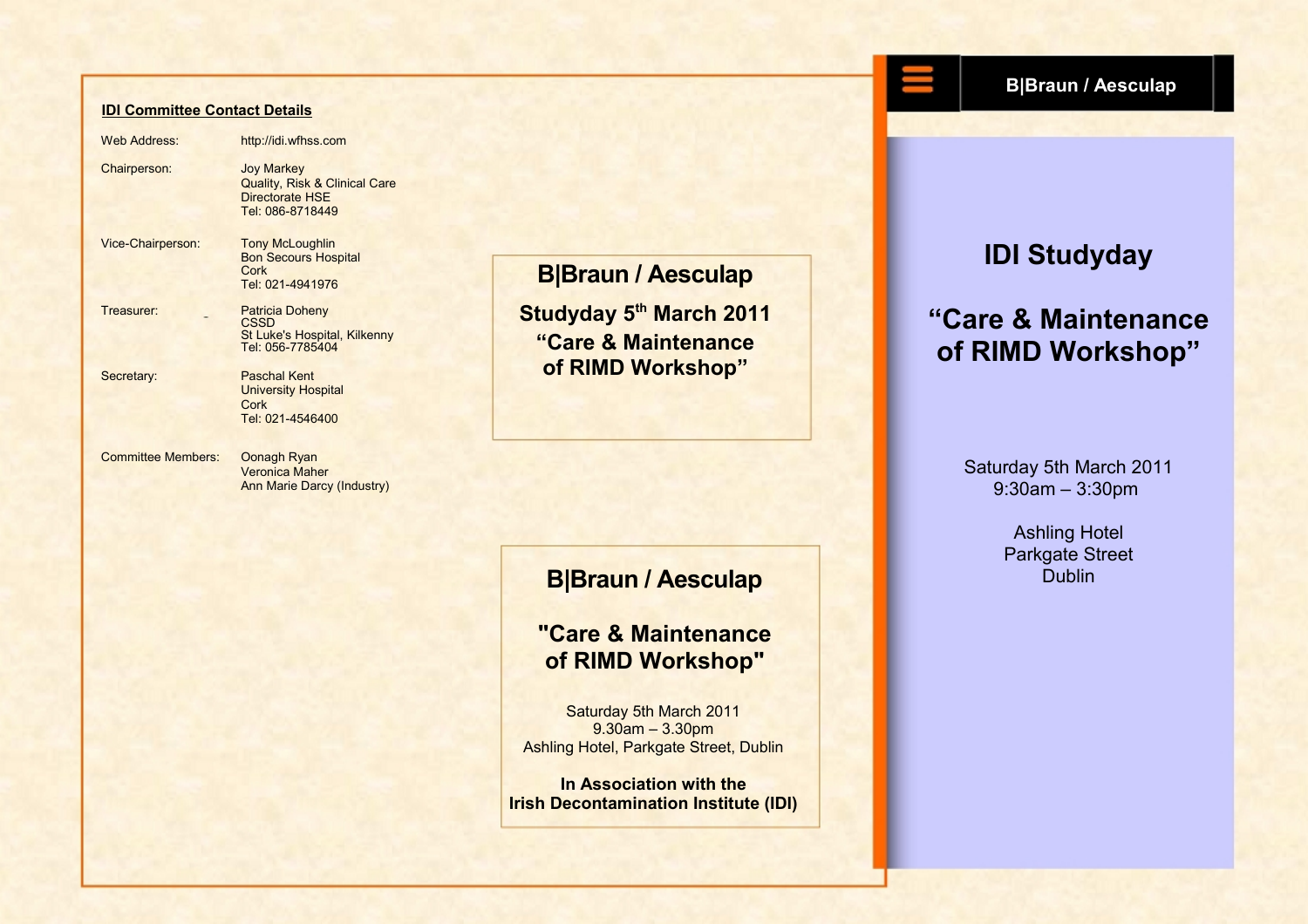## IDI Committee Contact Details

| | |
|---|---|
| Web Address: | http://idi.wfhss.com |
| Chairperson: | Joy Markey<br>Quality, Risk & Clinical Care<br>Directorate HSE<br>Tel: 086-8718449 |
| Vice-Chairperson: | Tony McLoughlin<br>Bon Secours Hospital<br>Cork<br>Tel: 021-4941976 |
| Treasurer: | Patricia Doheny<br>CSSD<br>St Luke's Hospital, Kilkenny<br>Tel: 056-7785404 |
| Secretary: | Paschal Kent<br>University Hospital<br>Cork<br>Tel: 021-4546400 |
| Committee Members: | Oonagh Ryan<br>Veronica Maher<br>Ann Marie Darcy (Industry) |

**B|Braun / Aesculap**

**Studyday 5th March 2011**

**“Care & Maintenance of RIMD Workshop”**

**B|Braun / Aesculap**

**"Care & Maintenance of RIMD Workshop"**

Saturday 5th March 2011
9.30am – 3.30pm
Ashling Hotel, Parkgate Street, Dublin

**In Association with the Irish Decontamination Institute (IDI)**

**B|Braun / Aesculap**

# IDI Studyday

# “Care & Maintenance of RIMD Workshop”

Saturday 5th March 2011
9:30am – 3:30pm

Ashling Hotel
Parkgate Street
Dublin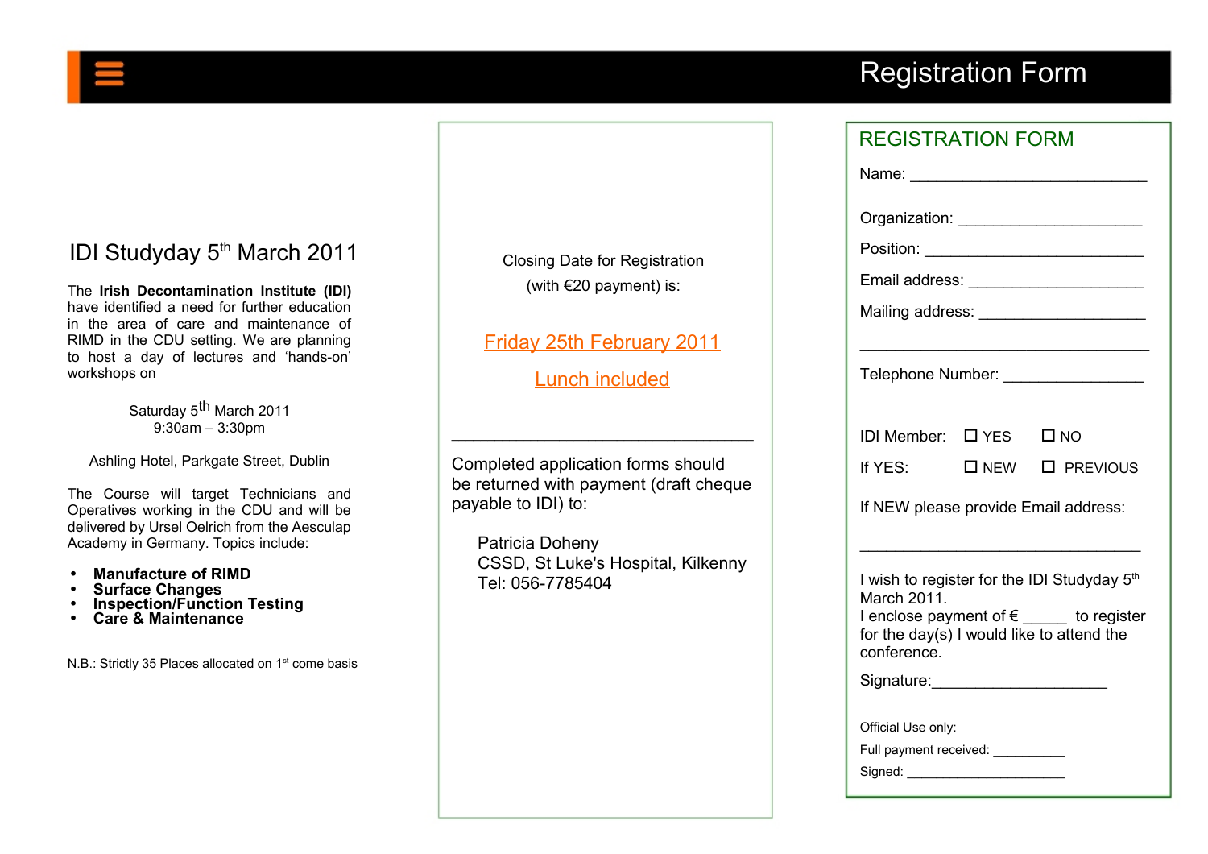# Registration Form

## IDI Studyday 5th March 2011

The **Irish Decontamination Institute (IDI)** have identified a need for further education in the area of care and maintenance of RIMD in the CDU setting. We are planning to host a day of lectures and 'hands-on' workshops on

Saturday 5th March 2011
9:30am – 3:30pm

Ashling Hotel, Parkgate Street, Dublin

The Course will target Technicians and Operatives working in the CDU and will be delivered by Ursel Oelrich from the Aesculap Academy in Germany. Topics include:

- **Manufacture of RIMD**
- **Surface Changes**
- **Inspection/Function Testing**
- **Care & Maintenance**

N.B.: Strictly 35 Places allocated on 1st come basis

Closing Date for Registration
(with €20 payment) is:

Friday 25th February 2011

Lunch included

___________________________________

Completed application forms should be returned with payment (draft cheque payable to IDI) to:

Patricia Doheny
CSSD, St Luke's Hospital, Kilkenny
Tel: 056-7785404

## REGISTRATION FORM

Name: ___________________________

Organization: _____________________

Position: _________________________

Email address: ____________________

Mailing address: ___________________

_________________________________

Telephone Number: ________________

IDI Member: ☐ YES ☐ NO

If YES: ☐ NEW ☐ PREVIOUS

If NEW please provide Email address:

_________________________________

I wish to register for the IDI Studyday 5th March 2011.
I enclose payment of € _____ to register for the day(s) I would like to attend the conference.

Signature:____________________

Official Use only:

Full payment received: __________

Signed: ______________________